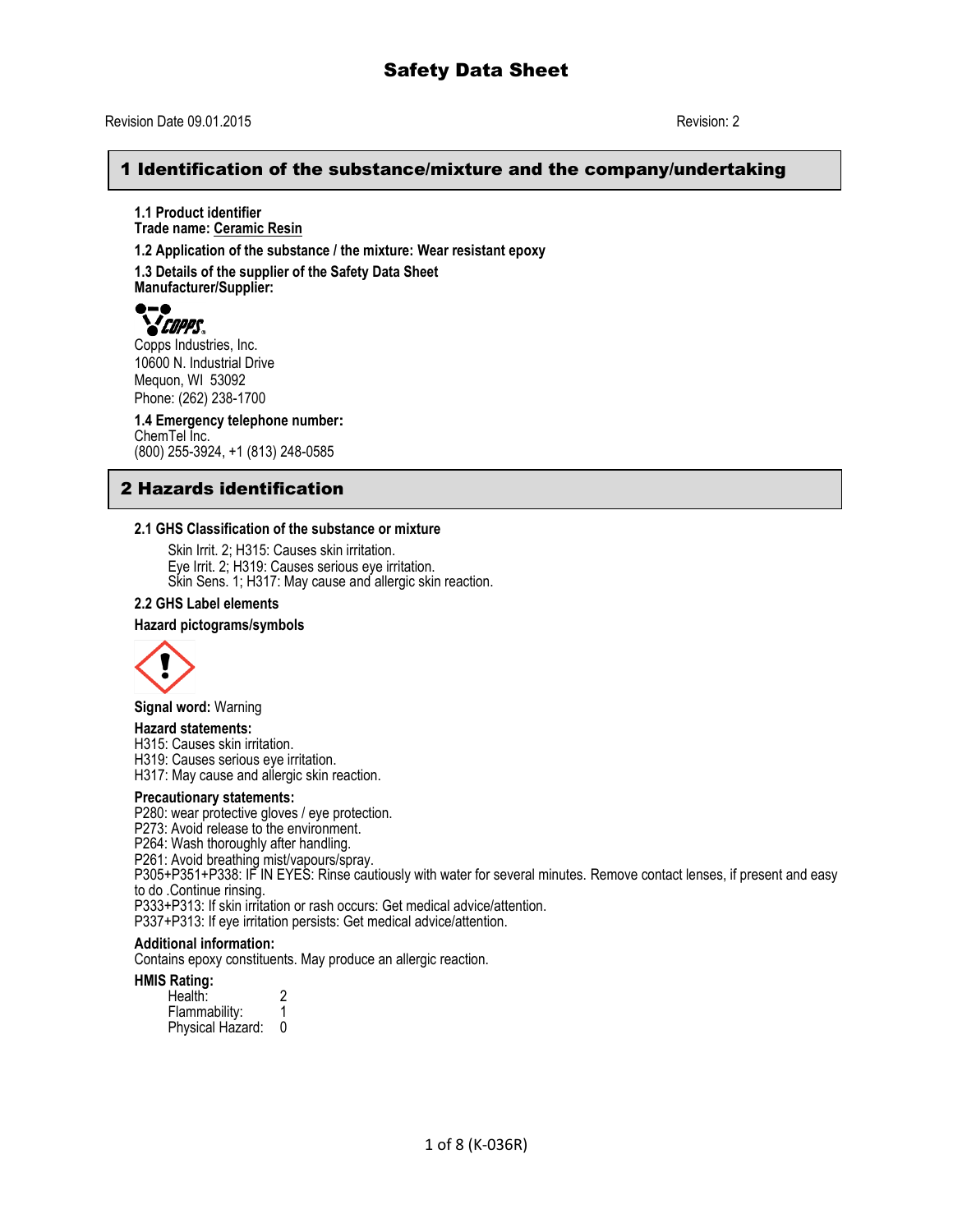# Safety Data Sheet

Revision Date 09.01.2015 Revision: 2

## 1 Identification of the substance/mixture and the company/undertaking

**1.1 Product identifier**
**Trade name: Ceramic Resin**

**1.2 Application of the substance / the mixture: Wear resistant epoxy**

**1.3 Details of the supplier of the Safety Data Sheet**
**Manufacturer/Supplier:**

COPPS
Copps Industries, Inc.
10600 N. Industrial Drive
Mequon, WI 53092
Phone: (262) 238-1700

**1.4 Emergency telephone number:**
ChemTel Inc.
(800) 255-3924, +1 (813) 248-0585

## 2 Hazards identification

**2.1 GHS Classification of the substance or mixture**

Skin Irrit. 2; H315: Causes skin irritation.
Eye Irrit. 2; H319: Causes serious eye irritation.
Skin Sens. 1; H317: May cause and allergic skin reaction.

**2.2 GHS Label elements**

**Hazard pictograms/symbols**

**Signal word:** Warning

**Hazard statements:**
H315: Causes skin irritation.
H319: Causes serious eye irritation.
H317: May cause and allergic skin reaction.

**Precautionary statements:**
P280: wear protective gloves / eye protection.
P273: Avoid release to the environment.
P264: Wash thoroughly after handling.
P261: Avoid breathing mist/vapours/spray.
P305+P351+P338: IF IN EYES: Rinse cautiously with water for several minutes. Remove contact lenses, if present and easy to do .Continue rinsing.
P333+P313: If skin irritation or rash occurs: Get medical advice/attention.
P337+P313: If eye irritation persists: Get medical advice/attention.

**Additional information:**
Contains epoxy constituents. May produce an allergic reaction.

**HMIS Rating:**

| | |
|---|---|
| Health: | 2 |
| Flammability: | 1 |
| Physical Hazard: | 0 |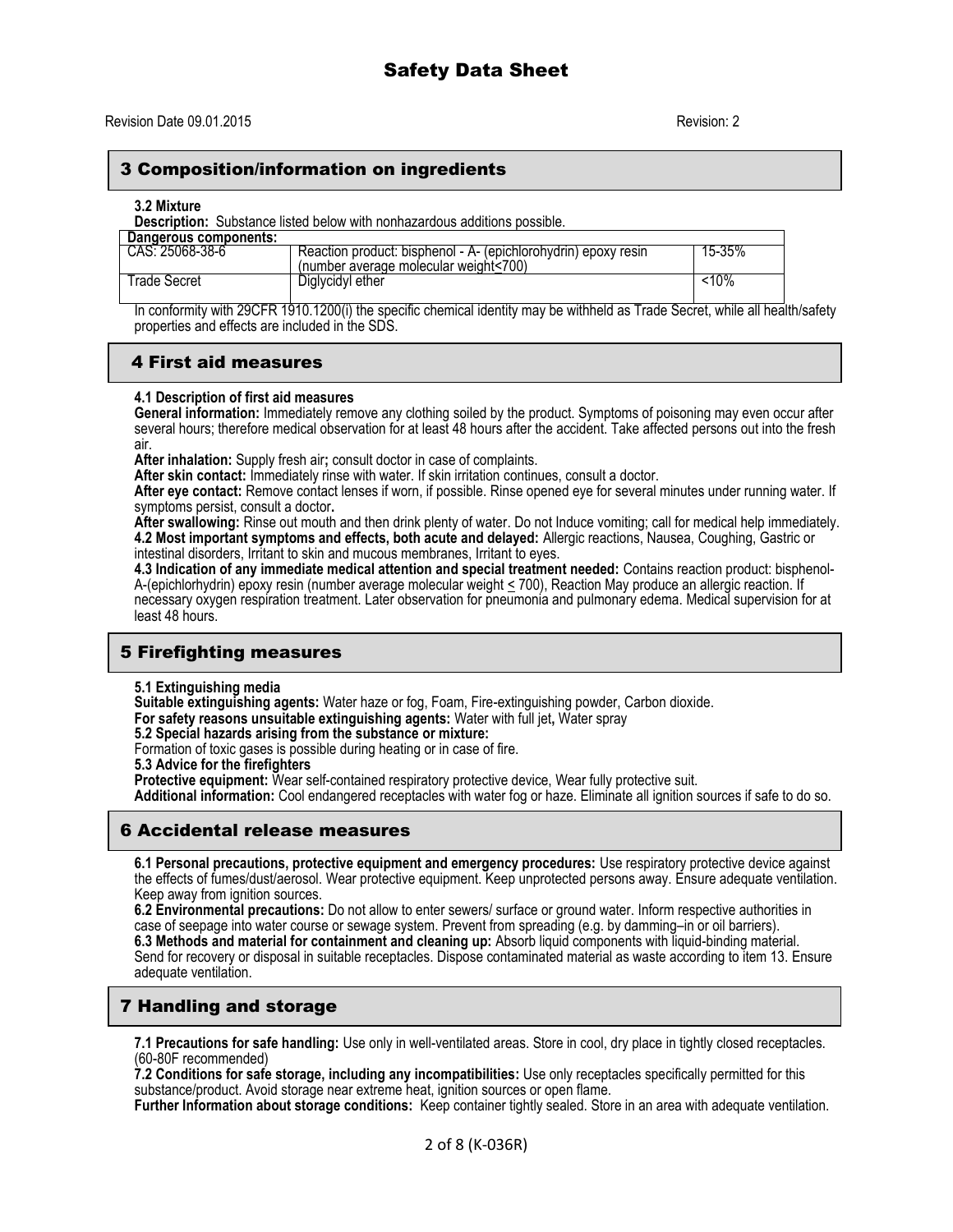# Safety Data Sheet

Revision Date 09.01.2015 Revision: 2

## 3 Composition/information on ingredients

**3.2 Mixture**

**Description:** Substance listed below with nonhazardous additions possible.

| Dangerous components: | | |
|---|---|---|
| CAS: 25068-38-6 | Reaction product: bisphenol - A- (epichlorohydrin) epoxy resin (number average molecular weight<700) | 15-35% |
| Trade Secret | Diglycidyl ether | <10% |

In conformity with 29CFR 1910.1200(i) the specific chemical identity may be withheld as Trade Secret, while all health/safety properties and effects are included in the SDS.

## 4 First aid measures

**4.1 Description of first aid measures**

**General information:** Immediately remove any clothing soiled by the product. Symptoms of poisoning may even occur after several hours; therefore medical observation for at least 48 hours after the accident. Take affected persons out into the fresh air.

**After inhalation:** Supply fresh air**;** consult doctor in case of complaints.

**After skin contact:** Immediately rinse with water. If skin irritation continues, consult a doctor.

**After eye contact:** Remove contact lenses if worn, if possible. Rinse opened eye for several minutes under running water. If symptoms persist, consult a doctor**.**

**After swallowing:** Rinse out mouth and then drink plenty of water. Do not Induce vomiting; call for medical help immediately.

**4.2 Most important symptoms and effects, both acute and delayed:** Allergic reactions, Nausea, Coughing, Gastric or intestinal disorders, Irritant to skin and mucous membranes, Irritant to eyes.

**4.3 Indication of any immediate medical attention and special treatment needed:** Contains reaction product: bisphenol-A-(epichlorhydrin) epoxy resin (number average molecular weight ≤ 700), Reaction May produce an allergic reaction. If necessary oxygen respiration treatment. Later observation for pneumonia and pulmonary edema. Medical supervision for at least 48 hours.

## 5 Firefighting measures

**5.1 Extinguishing media**

**Suitable extinguishing agents:** Water haze or fog, Foam, Fire-extinguishing powder, Carbon dioxide.

**For safety reasons unsuitable extinguishing agents:** Water with full jet**,** Water spray

**5.2 Special hazards arising from the substance or mixture:**

Formation of toxic gases is possible during heating or in case of fire.

**5.3 Advice for the firefighters**

**Protective equipment:** Wear self-contained respiratory protective device, Wear fully protective suit.

**Additional information:** Cool endangered receptacles with water fog or haze. Eliminate all ignition sources if safe to do so.

## 6 Accidental release measures

**6.1 Personal precautions, protective equipment and emergency procedures:** Use respiratory protective device against the effects of fumes/dust/aerosol. Wear protective equipment. Keep unprotected persons away. Ensure adequate ventilation. Keep away from ignition sources.

**6.2 Environmental precautions:** Do not allow to enter sewers/ surface or ground water. Inform respective authorities in case of seepage into water course or sewage system. Prevent from spreading (e.g. by damming–in or oil barriers).

**6.3 Methods and material for containment and cleaning up:** Absorb liquid components with liquid-binding material. Send for recovery or disposal in suitable receptacles. Dispose contaminated material as waste according to item 13. Ensure adequate ventilation.

## 7 Handling and storage

**7.1 Precautions for safe handling:** Use only in well-ventilated areas. Store in cool, dry place in tightly closed receptacles. (60-80F recommended)

**7.2 Conditions for safe storage, including any incompatibilities:** Use only receptacles specifically permitted for this substance/product. Avoid storage near extreme heat, ignition sources or open flame.

**Further Information about storage conditions:** Keep container tightly sealed. Store in an area with adequate ventilation.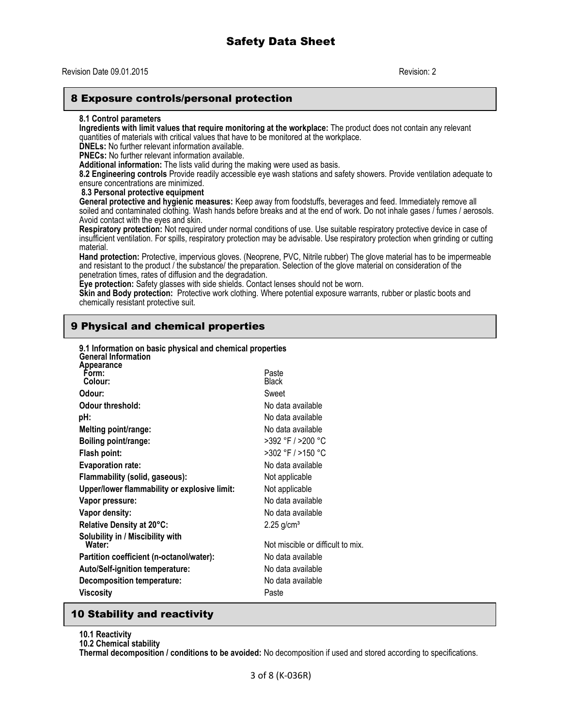## 8 Exposure controls/personal protection

**8.1 Control parameters**

**Ingredients with limit values that require monitoring at the workplace:** The product does not contain any relevant quantities of materials with critical values that have to be monitored at the workplace.

**DNELs:** No further relevant information available.

**PNECs:** No further relevant information available.

**Additional information:** The lists valid during the making were used as basis.

**8.2 Engineering controls** Provide readily accessible eye wash stations and safety showers. Provide ventilation adequate to ensure concentrations are minimized.

**8.3 Personal protective equipment**

**General protective and hygienic measures:** Keep away from foodstuffs, beverages and feed. Immediately remove all soiled and contaminated clothing. Wash hands before breaks and at the end of work. Do not inhale gases / fumes / aerosols. Avoid contact with the eyes and skin.

**Respiratory protection:** Not required under normal conditions of use. Use suitable respiratory protective device in case of insufficient ventilation. For spills, respiratory protection may be advisable. Use respiratory protection when grinding or cutting material.

**Hand protection:** Protective, impervious gloves. (Neoprene, PVC, Nitrile rubber) The glove material has to be impermeable and resistant to the product / the substance/ the preparation. Selection of the glove material on consideration of the penetration times, rates of diffusion and the degradation.

**Eye protection:** Safety glasses with side shields. Contact lenses should not be worn.

**Skin and Body protection:** Protective work clothing. Where potential exposure warrants, rubber or plastic boots and chemically resistant protective suit.

## 9 Physical and chemical properties

**9.1 Information on basic physical and chemical properties**

**General Information**

| Property | Value |
|---|---|
| **Appearance** | |
| **Form:** | Paste |
| **Colour:** | Black |
| **Odour:** | Sweet |
| **Odour threshold:** | No data available |
| **pH:** | No data available |
| **Melting point/range:** | No data available |
| **Boiling point/range:** | >392 °F / >200 °C |
| **Flash point:** | >302 °F / >150 °C |
| **Evaporation rate:** | No data available |
| **Flammability (solid, gaseous):** | Not applicable |
| **Upper/lower flammability or explosive limit:** | Not applicable |
| **Vapor pressure:** | No data available |
| **Vapor density:** | No data available |
| **Relative Density at 20°C:** | 2.25 g/cm³ |
| **Solubility in / Miscibility with Water:** | Not miscible or difficult to mix. |
| **Partition coefficient (n-octanol/water):** | No data available |
| **Auto/Self-ignition temperature:** | No data available |
| **Decomposition temperature:** | No data available |
| **Viscosity** | Paste |

## 10 Stability and reactivity

**10.1 Reactivity**

**10.2 Chemical stability**

**Thermal decomposition / conditions to be avoided:** No decomposition if used and stored according to specifications.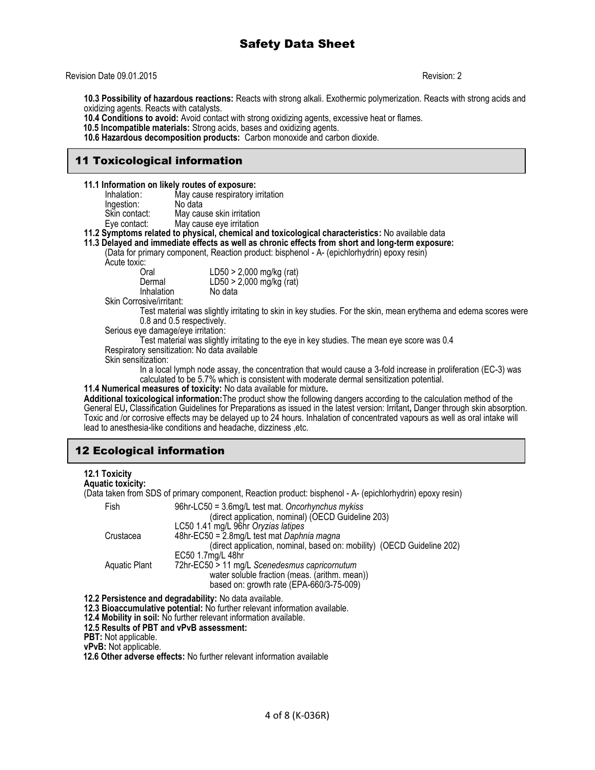**10.3 Possibility of hazardous reactions:** Reacts with strong alkali. Exothermic polymerization. Reacts with strong acids and oxidizing agents. Reacts with catalysts.

**10.4 Conditions to avoid:** Avoid contact with strong oxidizing agents, excessive heat or flames.

**10.5 Incompatible materials:** Strong acids, bases and oxidizing agents.

**10.6 Hazardous decomposition products:** Carbon monoxide and carbon dioxide.

## 11 Toxicological information

**11.1 Information on likely routes of exposure:**

| | |
|---|---|
| Inhalation: | May cause respiratory irritation |
| Ingestion: | No data |
| Skin contact: | May cause skin irritation |
| Eye contact: | May cause eye irritation |

**11.2 Symptoms related to physical, chemical and toxicological characteristics:** No available data

**11.3 Delayed and immediate effects as well as chronic effects from short and long-term exposure:**

(Data for primary component, Reaction product: bisphenol - A- (epichlorhydrin) epoxy resin)

Acute toxic:

| | |
|---|---|
| Oral | LD50 > 2,000 mg/kg (rat) |
| Dermal | LD50 > 2,000 mg/kg (rat) |
| Inhalation | No data |

Skin Corrosive/irritant:

Test material was slightly irritating to skin in key studies. For the skin, mean erythema and edema scores were 0.8 and 0.5 respectively.

Serious eye damage/eye irritation:

Test material was slightly irritating to the eye in key studies. The mean eye score was 0.4

Respiratory sensitization: No data available

Skin sensitization:

In a local lymph node assay, the concentration that would cause a 3-fold increase in proliferation (EC-3) was calculated to be 5.7% which is consistent with moderate dermal sensitization potential.

**11.4 Numerical measures of toxicity:** No data available for mixture**.**

**Additional toxicological information:** The product show the following dangers according to the calculation method of the General EU**,** Classification Guidelines for Preparations as issued in the latest version: Irritant**,** Danger through skin absorption. Toxic and /or corrosive effects may be delayed up to 24 hours. Inhalation of concentrated vapours as well as oral intake will lead to anesthesia-like conditions and headache, dizziness ,etc.

## 12 Ecological information

**12.1 Toxicity**

**Aquatic toxicity:**

(Data taken from SDS of primary component, Reaction product: bisphenol - A- (epichlorhydrin) epoxy resin)

| | |
|---|---|
| Fish | 96hr-LC50 = 3.6mg/L test mat. *Oncorhynchus mykiss* (direct application, nominal) (OECD Guideline 203) |
| | LC50 1.41 mg/L 96hr *Oryzias latipes* |
| Crustacea | 48hr-EC50 = 2.8mg/L test mat *Daphnia magna* (direct application, nominal, based on: mobility) (OECD Guideline 202) |
| | EC50 1.7mg/L 48hr |
| Aquatic Plant | 72hr-EC50 > 11 mg/L *Scenedesmus capricornutum* water soluble fraction (meas. (arithm. mean)) based on: growth rate (EPA-660/3-75-009) |

**12.2 Persistence and degradability:** No data available.

**12.3 Bioaccumulative potential:** No further relevant information available.

**12.4 Mobility in soil:** No further relevant information available.

**12.5 Results of PBT and vPvB assessment:**

**PBT:** Not applicable.

**vPvB:** Not applicable.

**12.6 Other adverse effects:** No further relevant information available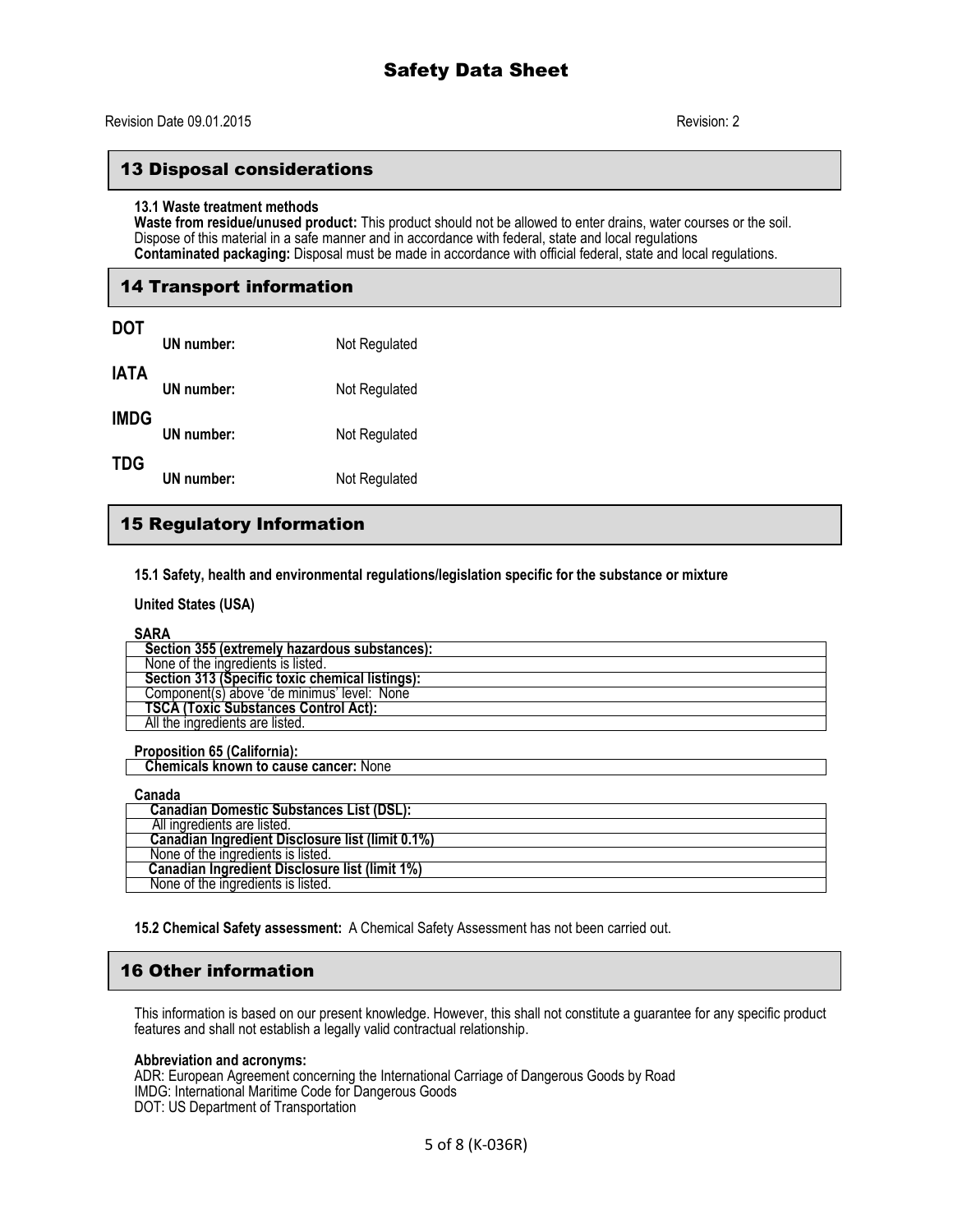## 13 Disposal considerations

**13.1 Waste treatment methods**

**Waste from residue/unused product:** This product should not be allowed to enter drains, water courses or the soil. Dispose of this material in a safe manner and in accordance with federal, state and local regulations

**Contaminated packaging:** Disposal must be made in accordance with official federal, state and local regulations.

## 14 Transport information

**DOT**

**UN number:** Not Regulated

**IATA**

**UN number:** Not Regulated

**IMDG**

**UN number:** Not Regulated

**TDG**

**UN number:** Not Regulated

## 15 Regulatory Information

**15.1 Safety, health and environmental regulations/legislation specific for the substance or mixture**

**United States (USA)**

**SARA**

| **Section 355 (extremely hazardous substances):** |
|---|
| None of the ingredients is listed. |
| **Section 313 (Specific toxic chemical listings):** |
| Component(s) above 'de minimus' level: None |
| **TSCA (Toxic Substances Control Act):** |
| All the ingredients are listed. |

**Proposition 65 (California):**

| **Chemicals known to cause cancer:** None |
|---|

**Canada**

| **Canadian Domestic Substances List (DSL):** |
|---|
| All ingredients are listed. |
| **Canadian Ingredient Disclosure list (limit 0.1%)** |
| None of the ingredients is listed. |
| **Canadian Ingredient Disclosure list (limit 1%)** |
| None of the ingredients is listed. |

**15.2 Chemical Safety assessment:** A Chemical Safety Assessment has not been carried out.

## 16 Other information

This information is based on our present knowledge. However, this shall not constitute a guarantee for any specific product features and shall not establish a legally valid contractual relationship.

**Abbreviation and acronyms:**

ADR: European Agreement concerning the International Carriage of Dangerous Goods by Road
IMDG: International Maritime Code for Dangerous Goods
DOT: US Department of Transportation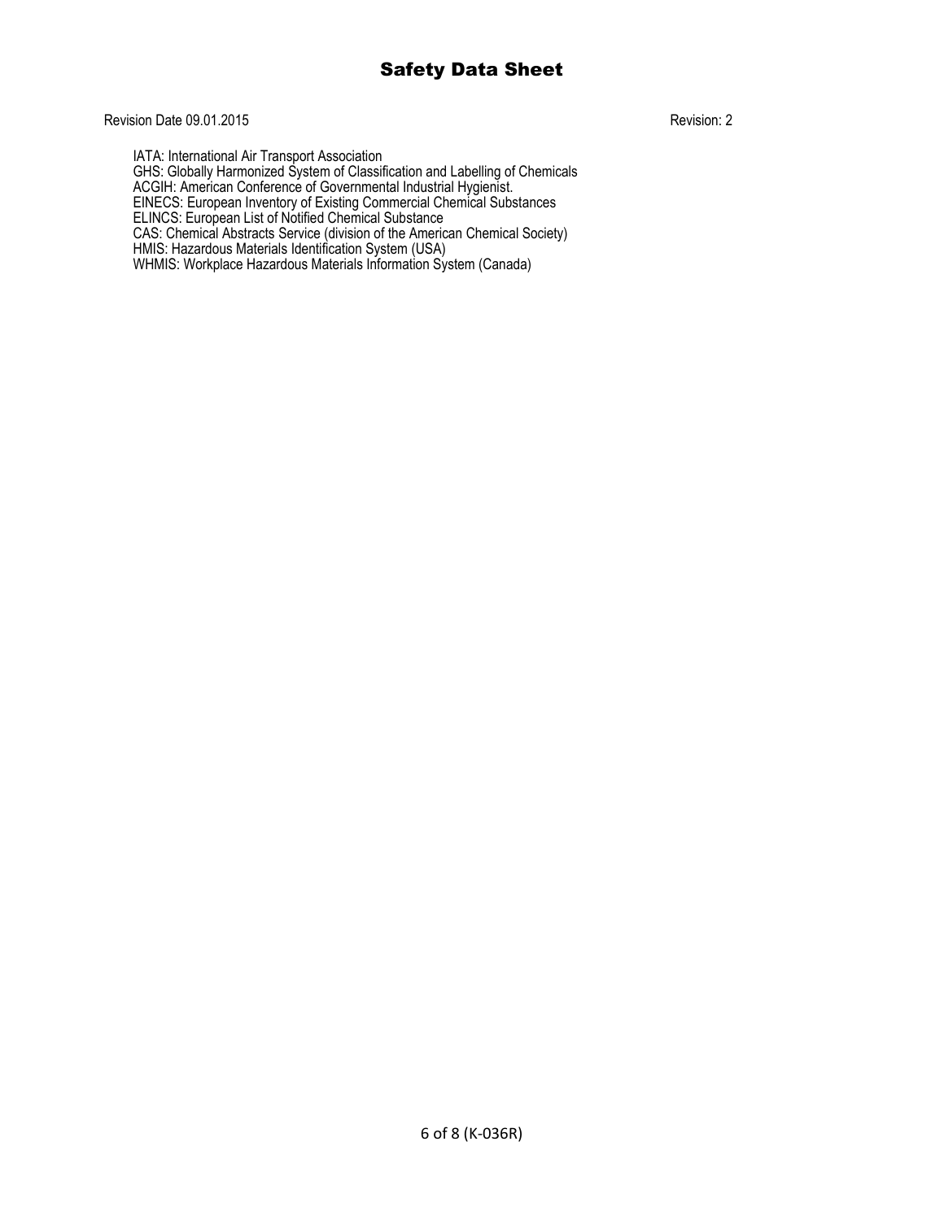IATA: International Air Transport Association
GHS: Globally Harmonized System of Classification and Labelling of Chemicals
ACGIH: American Conference of Governmental Industrial Hygienist.
EINECS: European Inventory of Existing Commercial Chemical Substances
ELINCS: European List of Notified Chemical Substance
CAS: Chemical Abstracts Service (division of the American Chemical Society)
HMIS: Hazardous Materials Identification System (USA)
WHMIS: Workplace Hazardous Materials Information System (Canada)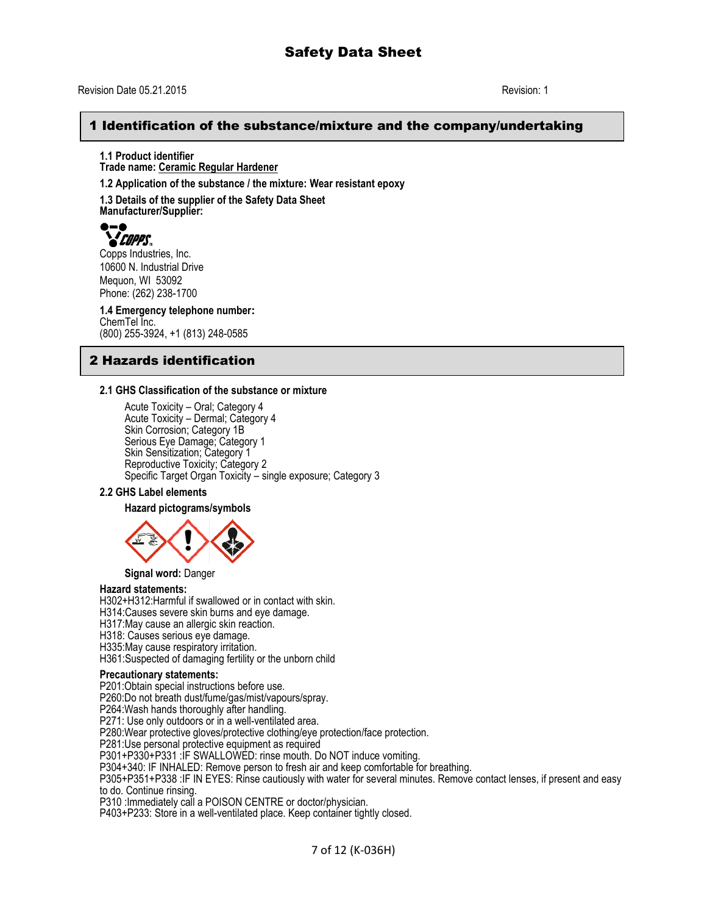# Safety Data Sheet

Revision Date 05.21.2015 Revision: 1

## 1 Identification of the substance/mixture and the company/undertaking

**1.1 Product identifier**
**Trade name: Ceramic Regular Hardener**

**1.2 Application of the substance / the mixture: Wear resistant epoxy**

**1.3 Details of the supplier of the Safety Data Sheet**
**Manufacturer/Supplier:**

COPPS
Copps Industries, Inc.
10600 N. Industrial Drive
Mequon, WI 53092
Phone: (262) 238-1700

**1.4 Emergency telephone number:**
ChemTel Inc.
(800) 255-3924, +1 (813) 248-0585

## 2 Hazards identification

**2.1 GHS Classification of the substance or mixture**

Acute Toxicity – Oral; Category 4
Acute Toxicity – Dermal; Category 4
Skin Corrosion; Category 1B
Serious Eye Damage; Category 1
Skin Sensitization; Category 1
Reproductive Toxicity; Category 2
Specific Target Organ Toxicity – single exposure; Category 3

**2.2 GHS Label elements**

**Hazard pictograms/symbols**

**Signal word:** Danger

**Hazard statements:**
H302+H312:Harmful if swallowed or in contact with skin.
H314:Causes severe skin burns and eye damage.
H317:May cause an allergic skin reaction.
H318: Causes serious eye damage.
H335:May cause respiratory irritation.
H361:Suspected of damaging fertility or the unborn child

**Precautionary statements:**
P201:Obtain special instructions before use.
P260:Do not breath dust/fume/gas/mist/vapours/spray.
P264:Wash hands thoroughly after handling.
P271: Use only outdoors or in a well-ventilated area.
P280:Wear protective gloves/protective clothing/eye protection/face protection.
P281:Use personal protective equipment as required
P301+P330+P331 :IF SWALLOWED: rinse mouth. Do NOT induce vomiting.
P304+340: IF INHALED: Remove person to fresh air and keep comfortable for breathing.
P305+P351+P338 :IF IN EYES: Rinse cautiously with water for several minutes. Remove contact lenses, if present and easy to do. Continue rinsing.
P310 :Immediately call a POISON CENTRE or doctor/physician.
P403+P233: Store in a well-ventilated place. Keep container tightly closed.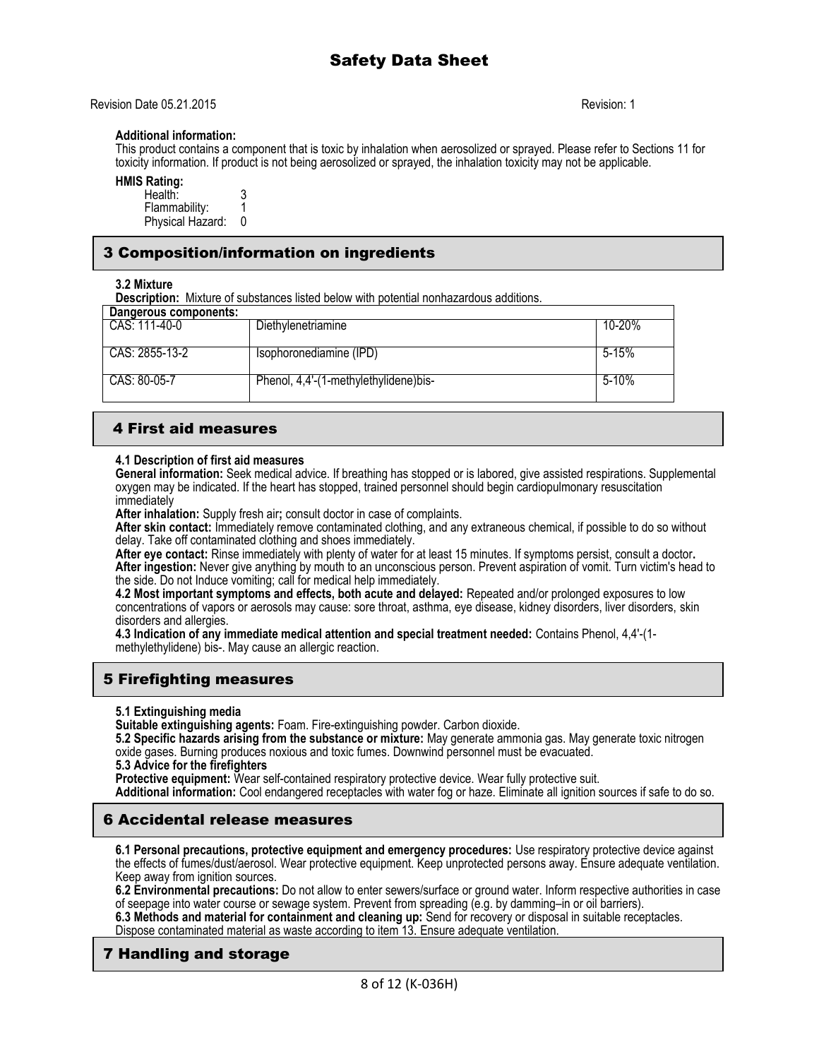# Safety Data Sheet

Revision Date 05.21.2015 Revision: 1

**Additional information:**
This product contains a component that is toxic by inhalation when aerosolized or sprayed. Please refer to Sections 11 for toxicity information. If product is not being aerosolized or sprayed, the inhalation toxicity may not be applicable.

**HMIS Rating:**

Health: 3
Flammability: 1
Physical Hazard: 0

## 3 Composition/information on ingredients

**3.2 Mixture**

**Description:** Mixture of substances listed below with potential nonhazardous additions.

| Dangerous components: | | |
|---|---|---|
| CAS: 111-40-0 | Diethylenetriamine | 10-20% |
| CAS: 2855-13-2 | Isophoronediamine (IPD) | 5-15% |
| CAS: 80-05-7 | Phenol, 4,4'-(1-methylethylidene)bis- | 5-10% |

## 4 First aid measures

**4.1 Description of first aid measures**

**General information:** Seek medical advice. If breathing has stopped or is labored, give assisted respirations. Supplemental oxygen may be indicated. If the heart has stopped, trained personnel should begin cardiopulmonary resuscitation immediately

**After inhalation:** Supply fresh air**;** consult doctor in case of complaints.

**After skin contact:** Immediately remove contaminated clothing, and any extraneous chemical, if possible to do so without delay. Take off contaminated clothing and shoes immediately.

**After eye contact:** Rinse immediately with plenty of water for at least 15 minutes. If symptoms persist, consult a doctor**.**

**After ingestion:** Never give anything by mouth to an unconscious person. Prevent aspiration of vomit. Turn victim's head to the side. Do not Induce vomiting; call for medical help immediately.

**4.2 Most important symptoms and effects, both acute and delayed:** Repeated and/or prolonged exposures to low concentrations of vapors or aerosols may cause: sore throat, asthma, eye disease, kidney disorders, liver disorders, skin disorders and allergies.

**4.3 Indication of any immediate medical attention and special treatment needed:** Contains Phenol, 4,4'-(1-methylethylidene) bis-. May cause an allergic reaction.

## 5 Firefighting measures

**5.1 Extinguishing media**

**Suitable extinguishing agents:** Foam. Fire-extinguishing powder. Carbon dioxide.

**5.2 Specific hazards arising from the substance or mixture:** May generate ammonia gas. May generate toxic nitrogen oxide gases. Burning produces noxious and toxic fumes. Downwind personnel must be evacuated.

**5.3 Advice for the firefighters**

**Protective equipment:** Wear self-contained respiratory protective device. Wear fully protective suit.

**Additional information:** Cool endangered receptacles with water fog or haze. Eliminate all ignition sources if safe to do so.

## 6 Accidental release measures

**6.1 Personal precautions, protective equipment and emergency procedures:** Use respiratory protective device against the effects of fumes/dust/aerosol. Wear protective equipment. Keep unprotected persons away. Ensure adequate ventilation. Keep away from ignition sources.

**6.2 Environmental precautions:** Do not allow to enter sewers/surface or ground water. Inform respective authorities in case of seepage into water course or sewage system. Prevent from spreading (e.g. by damming–in or oil barriers).

**6.3 Methods and material for containment and cleaning up:** Send for recovery or disposal in suitable receptacles. Dispose contaminated material as waste according to item 13. Ensure adequate ventilation.

## 7 Handling and storage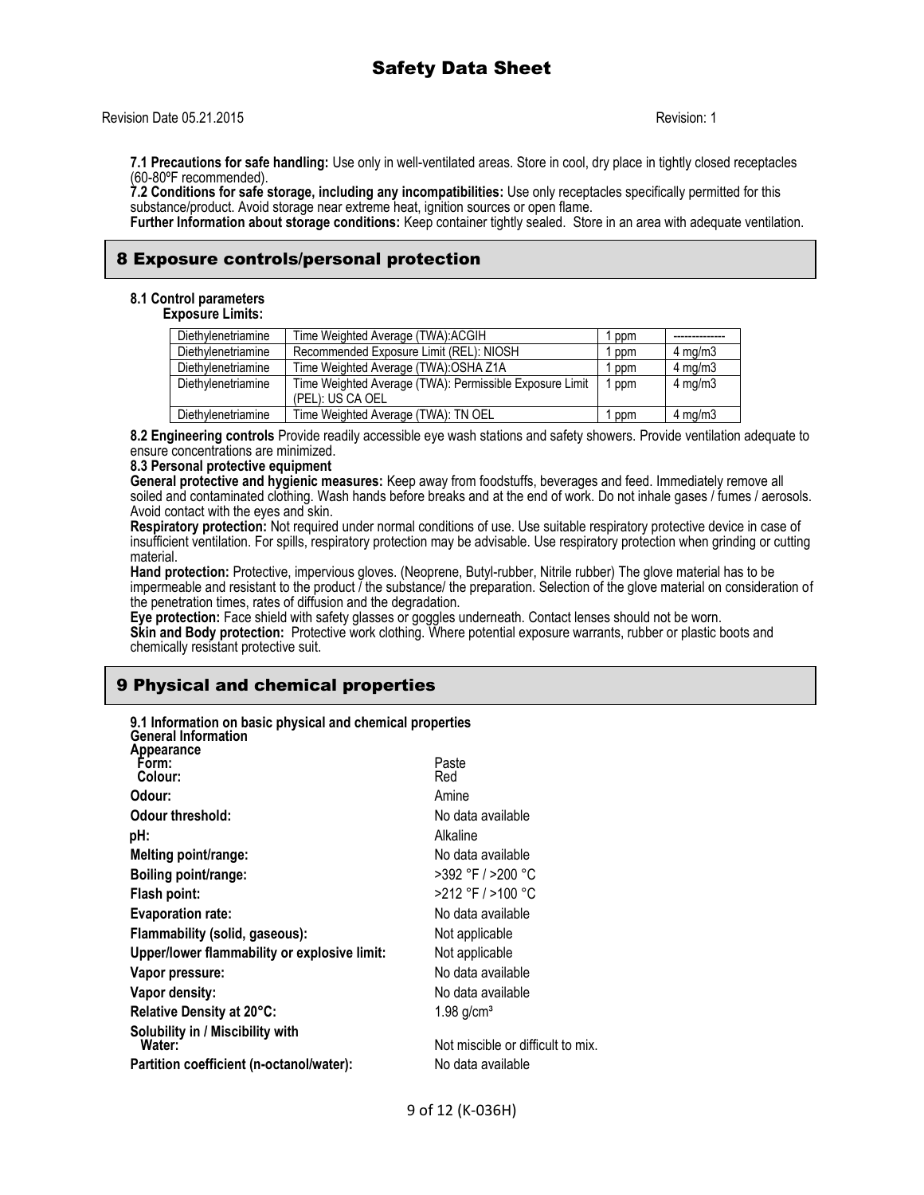# Safety Data Sheet

Revision Date 05.21.2015 Revision: 1

**7.1 Precautions for safe handling:** Use only in well-ventilated areas. Store in cool, dry place in tightly closed receptacles (60-80ºF recommended).
**7.2 Conditions for safe storage, including any incompatibilities:** Use only receptacles specifically permitted for this substance/product. Avoid storage near extreme heat, ignition sources or open flame.
**Further Information about storage conditions:** Keep container tightly sealed. Store in an area with adequate ventilation.

## 8 Exposure controls/personal protection

**8.1 Control parameters**
**Exposure Limits:**

| Diethylenetriamine | Time Weighted Average (TWA):ACGIH | 1 ppm | -------------- |
|---|---|---|---|
| Diethylenetriamine | Recommended Exposure Limit (REL): NIOSH | 1 ppm | 4 mg/m3 |
| Diethylenetriamine | Time Weighted Average (TWA):OSHA Z1A | 1 ppm | 4 mg/m3 |
| Diethylenetriamine | Time Weighted Average (TWA): Permissible Exposure Limit (PEL): US CA OEL | 1 ppm | 4 mg/m3 |
| Diethylenetriamine | Time Weighted Average (TWA): TN OEL | 1 ppm | 4 mg/m3 |

**8.2 Engineering controls** Provide readily accessible eye wash stations and safety showers. Provide ventilation adequate to ensure concentrations are minimized.
**8.3 Personal protective equipment**
**General protective and hygienic measures:** Keep away from foodstuffs, beverages and feed. Immediately remove all soiled and contaminated clothing. Wash hands before breaks and at the end of work. Do not inhale gases / fumes / aerosols. Avoid contact with the eyes and skin.
**Respiratory protection:** Not required under normal conditions of use. Use suitable respiratory protective device in case of insufficient ventilation. For spills, respiratory protection may be advisable. Use respiratory protection when grinding or cutting material.
**Hand protection:** Protective, impervious gloves. (Neoprene, Butyl-rubber, Nitrile rubber) The glove material has to be impermeable and resistant to the product / the substance/ the preparation. Selection of the glove material on consideration of the penetration times, rates of diffusion and the degradation.
**Eye protection:** Face shield with safety glasses or goggles underneath. Contact lenses should not be worn.
**Skin and Body protection:** Protective work clothing. Where potential exposure warrants, rubber or plastic boots and chemically resistant protective suit.

## 9 Physical and chemical properties

**9.1 Information on basic physical and chemical properties**
**General Information**
**Appearance**

| | |
|---|---|
| **Form:** | Paste |
| **Colour:** | Red |
| **Odour:** | Amine |
| **Odour threshold:** | No data available |
| **pH:** | Alkaline |
| **Melting point/range:** | No data available |
| **Boiling point/range:** | >392 °F / >200 °C |
| **Flash point:** | >212 °F / >100 °C |
| **Evaporation rate:** | No data available |
| **Flammability (solid, gaseous):** | Not applicable |
| **Upper/lower flammability or explosive limit:** | Not applicable |
| **Vapor pressure:** | No data available |
| **Vapor density:** | No data available |
| **Relative Density at 20°C:** | 1.98 g/cm³ |
| **Solubility in / Miscibility with Water:** | Not miscible or difficult to mix. |
| **Partition coefficient (n-octanol/water):** | No data available |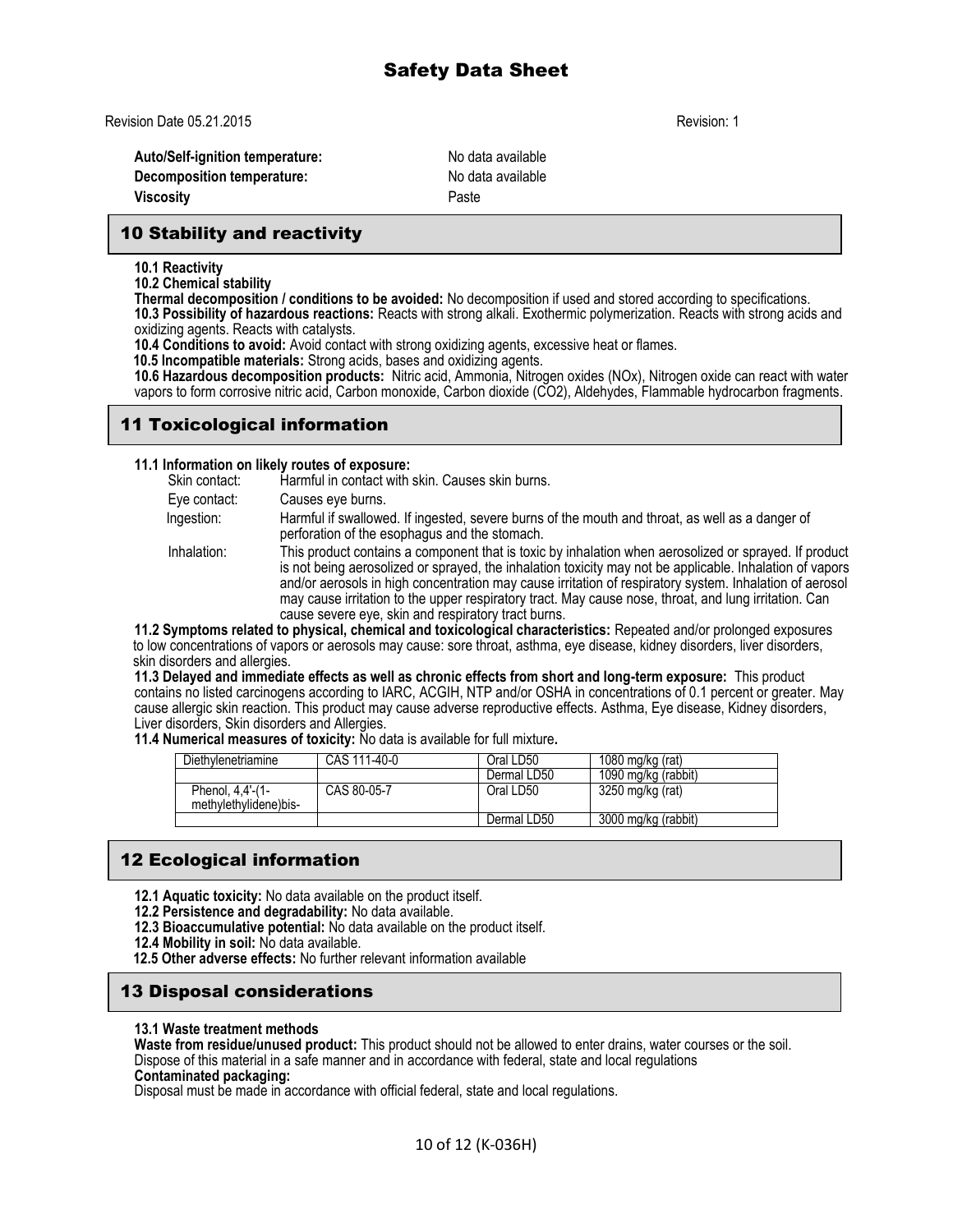Revision Date 05.21.2015 Revision: 1

**Auto/Self-ignition temperature:** No data available
**Decomposition temperature:** No data available
**Viscosity** Paste

## 10 Stability and reactivity

**10.1 Reactivity**
**10.2 Chemical stability**
**Thermal decomposition / conditions to be avoided:** No decomposition if used and stored according to specifications.
**10.3 Possibility of hazardous reactions:** Reacts with strong alkali. Exothermic polymerization. Reacts with strong acids and oxidizing agents. Reacts with catalysts.
**10.4 Conditions to avoid:** Avoid contact with strong oxidizing agents, excessive heat or flames.
**10.5 Incompatible materials:** Strong acids, bases and oxidizing agents.
**10.6 Hazardous decomposition products:** Nitric acid, Ammonia, Nitrogen oxides (NOx), Nitrogen oxide can react with water vapors to form corrosive nitric acid, Carbon monoxide, Carbon dioxide ($CO_2$), Aldehydes, Flammable hydrocarbon fragments.

## 11 Toxicological information

**11.1 Information on likely routes of exposure:**

Skin contact: Harmful in contact with skin. Causes skin burns.

Eye contact: Causes eye burns.

Ingestion: Harmful if swallowed. If ingested, severe burns of the mouth and throat, as well as a danger of perforation of the esophagus and the stomach.

Inhalation: This product contains a component that is toxic by inhalation when aerosolized or sprayed. If product is not being aerosolized or sprayed, the inhalation toxicity may not be applicable. Inhalation of vapors and/or aerosols in high concentration may cause irritation of respiratory system. Inhalation of aerosol may cause irritation to the upper respiratory tract. May cause nose, throat, and lung irritation. Can cause severe eye, skin and respiratory tract burns.

**11.2 Symptoms related to physical, chemical and toxicological characteristics:** Repeated and/or prolonged exposures to low concentrations of vapors or aerosols may cause: sore throat, asthma, eye disease, kidney disorders, liver disorders, skin disorders and allergies.

**11.3 Delayed and immediate effects as well as chronic effects from short and long-term exposure:** This product contains no listed carcinogens according to IARC, ACGIH, NTP and/or OSHA in concentrations of 0.1 percent or greater. May cause allergic skin reaction. This product may cause adverse reproductive effects. Asthma, Eye disease, Kidney disorders, Liver disorders, Skin disorders and Allergies.

**11.4 Numerical measures of toxicity:** No data is available for full mixture**.**

| Diethylenetriamine | CAS 111-40-0 | Oral LD50 | 1080 mg/kg (rat) |
|---|---|---|---|
| | | Dermal LD50 | 1090 mg/kg (rabbit) |
| Phenol, 4,4'-(1-methylethylidene)bis- | CAS 80-05-7 | Oral LD50 | 3250 mg/kg (rat) |
| | | Dermal LD50 | 3000 mg/kg (rabbit) |

## 12 Ecological information

**12.1 Aquatic toxicity:** No data available on the product itself.
**12.2 Persistence and degradability:** No data available.
**12.3 Bioaccumulative potential:** No data available on the product itself.
**12.4 Mobility in soil:** No data available.
**12.5 Other adverse effects:** No further relevant information available

## 13 Disposal considerations

**13.1 Waste treatment methods**
**Waste from residue/unused product:** This product should not be allowed to enter drains, water courses or the soil. Dispose of this material in a safe manner and in accordance with federal, state and local regulations
**Contaminated packaging:**
Disposal must be made in accordance with official federal, state and local regulations.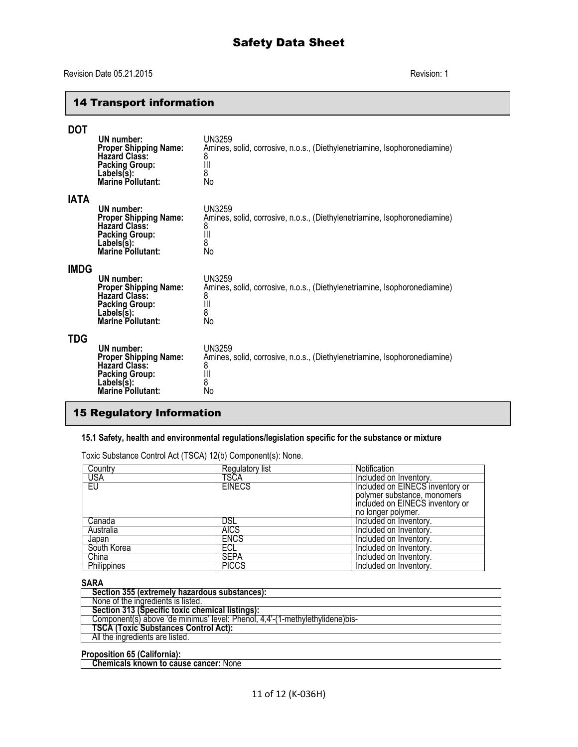# Safety Data Sheet

Revision Date 05.21.2015 Revision: 1

## 14 Transport information

### DOT

**UN number:** UN3259
**Proper Shipping Name:** Amines, solid, corrosive, n.o.s., (Diethylenetriamine, Isophoronediamine)
**Hazard Class:** 8
**Packing Group:** III
**Labels(s):** 8
**Marine Pollutant:** No

### IATA

**UN number:** UN3259
**Proper Shipping Name:** Amines, solid, corrosive, n.o.s., (Diethylenetriamine, Isophoronediamine)
**Hazard Class:** 8
**Packing Group:** III
**Labels(s):** 8
**Marine Pollutant:** No

### IMDG

**UN number:** UN3259
**Proper Shipping Name:** Amines, solid, corrosive, n.o.s., (Diethylenetriamine, Isophoronediamine)
**Hazard Class:** 8
**Packing Group:** III
**Labels(s):** 8
**Marine Pollutant:** No

### TDG

**UN number:** UN3259
**Proper Shipping Name:** Amines, solid, corrosive, n.o.s., (Diethylenetriamine, Isophoronediamine)
**Hazard Class:** 8
**Packing Group:** III
**Labels(s):** 8
**Marine Pollutant:** No

## 15 Regulatory Information

**15.1 Safety, health and environmental regulations/legislation specific for the substance or mixture**

Toxic Substance Control Act (TSCA) 12(b) Component(s): None.

| Country | Regulatory list | Notification |
|---|---|---|
| USA | TSCA | Included on Inventory. |
| EU | EINECS | Included on EINECS inventory or polymer substance, monomers included on EINECS inventory or no longer polymer. |
| Canada | DSL | Included on Inventory. |
| Australia | AICS | Included on Inventory. |
| Japan | ENCS | Included on Inventory. |
| South Korea | ECL | Included on Inventory. |
| China | SEPA | Included on Inventory. |
| Philippines | PICCS | Included on Inventory. |

**SARA**

| **Section 355 (extremely hazardous substances):** |
|---|
| None of the ingredients is listed. |
| **Section 313 (Specific toxic chemical listings):** |
| Component(s) above 'de minimus' level: Phenol, 4,4'-(1-methylethylidene)bis- |
| **TSCA (Toxic Substances Control Act):** |
| All the ingredients are listed. |

**Proposition 65 (California):**

| **Chemicals known to cause cancer:** None |
|---|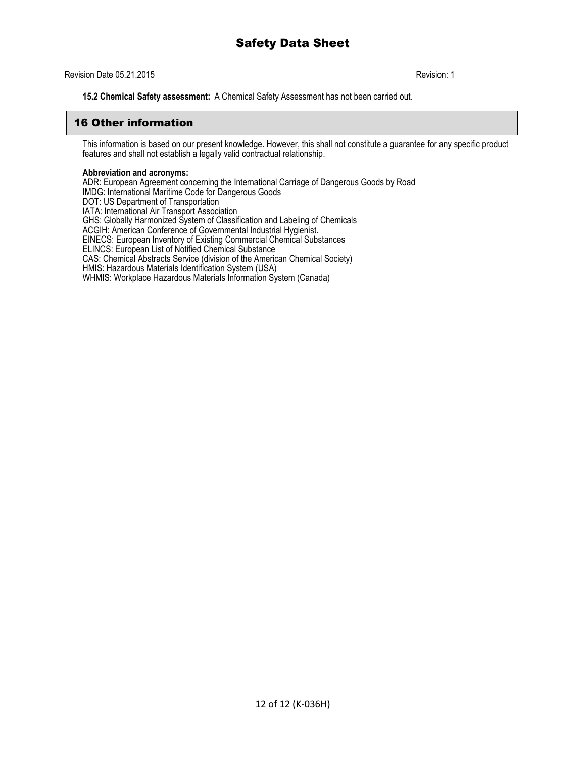**15.2 Chemical Safety assessment:** A Chemical Safety Assessment has not been carried out.

## 16 Other information

This information is based on our present knowledge. However, this shall not constitute a guarantee for any specific product features and shall not establish a legally valid contractual relationship.

**Abbreviation and acronyms:**
ADR: European Agreement concerning the International Carriage of Dangerous Goods by Road
IMDG: International Maritime Code for Dangerous Goods
DOT: US Department of Transportation
IATA: International Air Transport Association
GHS: Globally Harmonized System of Classification and Labeling of Chemicals
ACGIH: American Conference of Governmental Industrial Hygienist.
EINECS: European Inventory of Existing Commercial Chemical Substances
ELINCS: European List of Notified Chemical Substance
CAS: Chemical Abstracts Service (division of the American Chemical Society)
HMIS: Hazardous Materials Identification System (USA)
WHMIS: Workplace Hazardous Materials Information System (Canada)